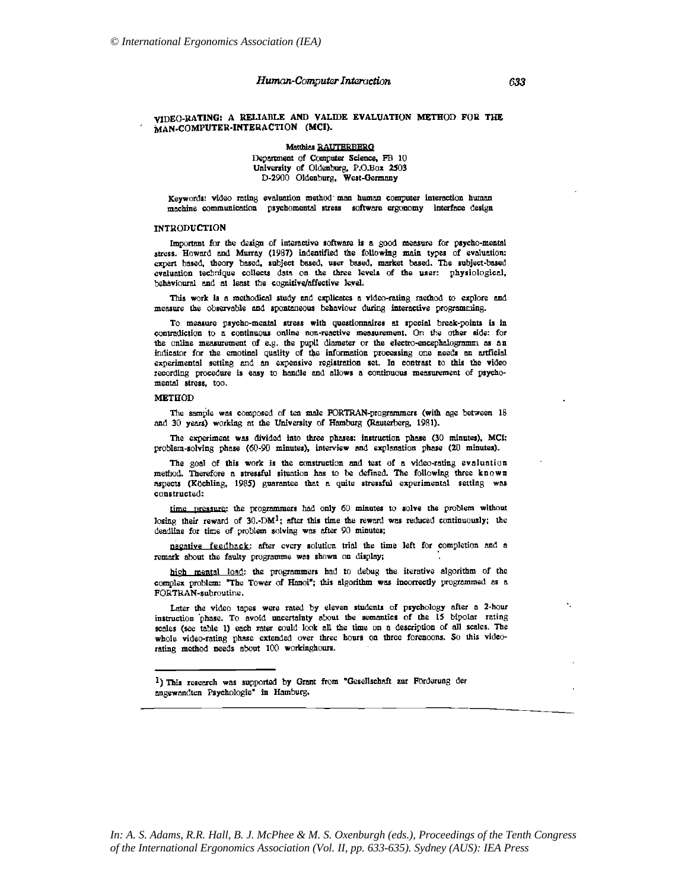© International Ergonomics Association (IEA)

# VIDEO-RATING: A RELIABLE AND VALIDE EVALUATION METHOD FOR THE MAN-COMPUTER-INTERACTION (MCI).

Matthias RAUTERBERG
Department of Computer Science, FB 10
University of Oldenburg, P.O.Box 2503
D-2900 Oldenburg, West-Germany

Keywords: video rating evaluation method man human computer interaction human machine communication psychomental stress software ergonomy interface design

## INTRODUCTION

Important for the design of interactive software is a good measure for psycho-mental stress. Howard and Murray (1987) indentified the following main types of evaluation: expert based, theory based, subject based, user based, market based. The subject-based evaluation technique collects data on the three levels of the user: physiological, behavioural and at least the cognitive/affective level.

This work is a methodical study and explicates a video-rating method to explore and measure the observable and spontaneous behaviour during interactive programming.

To measure psycho-mental stress with questionnaires at special break-points is in contradiction to a continuous online non-reactive measurement. On the other side: for the online measurement of e.g. the pupil diameter or the electro-encephalogramm as an indicator for the emotinal quality of the information processing one needs an artficial experimental setting and an expensive registration set. In contrast to this the video recording procedure is easy to handle and allows a continuous measurement of psycho-mental stress, too.

## METHOD

The sample was composed of ten male FORTRAN-programmers (with age between 18 and 30 years) working at the University of Hamburg (Rauterberg, 1981).

The experiment was divided into three phases: instruction phase (30 minutes), MCI: problem-solving phase (60-90 minutes), interview and explanation phase (20 minutes).

The goal of this work is the construction and test of a video-rating evaluation method. Therefore a stressful situation has to be defined. The following three known aspects (Köchling, 1985) guarantee that a quite stressful experimental setting was constructed:

time pressure: the programmers had only 60 minutes to solve the problem without losing their reward of 30.-DM[1]; after this time the reward was reduced continuously; the deadline for time of problem solving was after 90 minutes;

negative feedback: after every solution trial the time left for completion and a remark about the faulty programme was shown on display;

high mental load: the programmers had to debug the iterative algorithm of the complex problem: "The Tower of Hanoi"; this algorithm was incorrectly programmed as a FORTRAN-subroutine.

Later the video tapes were rated by eleven students of psychology after a 2-hour instruction phase. To avoid uncertainty about the semantics of the 15 bipolar rating scales (see table 1) each rater could look all the time on a description of all scales. The whole video-rating phase extended over three hours on three forenoons. So this video-rating method needs about 100 workinghours.

---

[1]) This research was supported by Grant from "Gesellschaft zur Förderung der angewandten Psychologie" in Hamburg.

In: A. S. Adams, R.R. Hall, B. J. McPhee & M. S. Oxenburgh (eds.), Proceedings of the Tenth Congress of the International Ergonomics Association (Vol. II, pp. 633-635). Sydney (AUS): IEA Press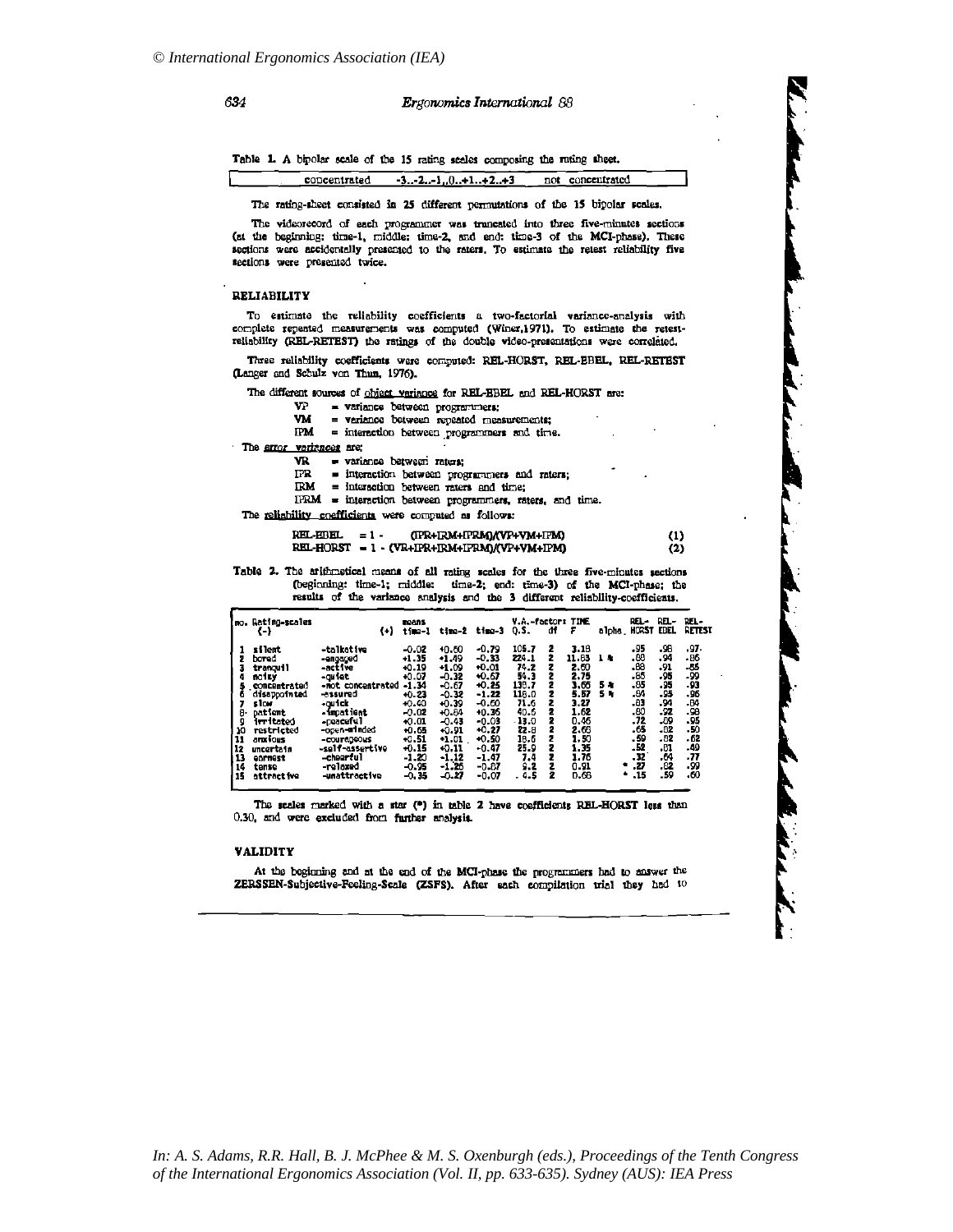Table 1. A bipolar scale of the 15 rating scales composing the rating sheet.

| concentrated | -3..-2..-1..0..+1..+2..+3 | not concentrated |
|---|---|---|

The rating-sheet consisted in 25 different permutations of the 15 bipolar scales.

The videorecord of each programmer was truncated into three five-minutes sections (at the beginning: time-1, middle: time-2, and end: time-3 of the MCI-phase). These sections were accidentally presented to the raters. To estimate the retest reliability five sections were presented twice.

## RELIABILITY

To estimate the reliability coefficients a two-factorial variance-analysis with complete repeated measurements was computed (Winer,1971). To estimate the retest-reliability (REL-RETEST) the ratings of the double video-presentations were correlated.

Three reliability coefficients were computed: REL-HORST, REL-EBEL, REL-RETEST (Langer and Schulz von Thun, 1976).

The different sources of object variance for REL-EBEL and REL-HORST are:

- VP = variance between programmers;
- VM = variance between repeated measurements;
- IPM = interaction between programmers and time.

The error variances are:

- VR = variance between raters;
- IPR = interaction between programmers and raters;
- IRM = interaction between raters and time;
- IPRM = interaction between programmers, raters, and time.

The reliability coefficients were computed as follows:

$$\text{REL-EBEL} = 1 - (IPR+IRM+IPRM)/(VP+VM+IPM) \quad (1)$$

$$\text{REL-HORST} = 1 - (VR+IPR+IRM+IPRM)/(VP+VM+IPM) \quad (2)$$

Table 2. The arithmetical means of all rating scales for the three five-minutes sections (beginning: time-1; middle: time-2; end: time-3) of the MCI-phase; the results of the variance analysis and the 3 different reliability-coefficients.

| no. | Rating-scales (-) | (+) | means time-1 | time-2 | time-3 | V.A.-factor: TIME Q.S. | df | F | alpha | REL-HORST | REL-EBEL | REL-RETEST |
|---|---|---|---|---|---|---|---|---|---|---|---|---|
| 1 | silent | -talkative | -0.02 | +0.60 | -0.79 | 105.7 | 2 | 3.18 | | .95 | .98 | .97 |
| 2 | bored | -engaged | +1.35 | +1.49 | -0.33 | 224.1 | 2 | 11.63 | 1 % | .88 | .94 | .86 |
| 3 | tranquil | -active | +0.19 | +1.09 | +0.01 | 74.2 | 2 | 2.60 | | .88 | .91 | .85 |
| 4 | noisy | -quiet | +0.07 | -0.32 | +0.67 | 54.3 | 2 | 2.75 | | .85 | .95 | .99 |
| 5 | concentrated | -not concentrated | -1.34 | -0.67 | +0.25 | 138.7 | 2 | 3.66 | 5 % | .85 | .95 | .93 |
| 6 | disappointed | -assured | +0.23 | -0.32 | -1.22 | 116.0 | 2 | 5.57 | 5 % | .84 | .95 | .96 |
| 7 | slow | -quick | +0.40 | +0.39 | -0.60 | 71.6 | 2 | 3.27 | | .83 | .94 | .84 |
| 8 | patient | -impatient | -0.02 | +0.64 | +0.36 | 40.6 | 2 | 1.62 | | .80 | .92 | .98 |
| 9 | irritated | -peaceful | +0.01 | -0.43 | -0.03 | 13.0 | 2 | 0.46 | | .72 | .89 | .95 |
| 10 | restricted | -open-minded | +0.65 | +0.91 | +0.27 | 22.8 | 2 | 2.66 | | .65 | .82 | .50 |
| 11 | anxious | -courageous | +0.51 | +1.01 | +0.50 | 18.6 | 2 | 1.50 | | .59 | .82 | .62 |
| 12 | uncertain | -self-assertive | +0.15 | +0.11 | -0.47 | 25.9 | 2 | 1.35 | | .52 | .81 | .40 |
| 13 | earnest | -cheerful | -1.20 | -1.12 | -1.47 | 7.4 | 2 | 1.76 | | .32 | .64 | .77 |
| 14 | tense | -relaxed | -0.95 | -1.25 | -0.87 | 9.2 | 2 | 0.91 | | * .27 | .82 | .99 |
| 15 | attractive | -unattractive | -0.35 | -0.27 | -0.07 | 4.5 | 2 | 0.68 | | * .15 | .59 | .60 |

The scales marked with a star (*) in table 2 have coefficients REL-HORST less than 0.30, and were excluded from further analysis.

## VALIDITY

At the beginning and at the end of the MCI-phase the programmers had to answer the ZERSSEN-Subjective-Feeling-Scale (ZSFS). After each compilation trial they had to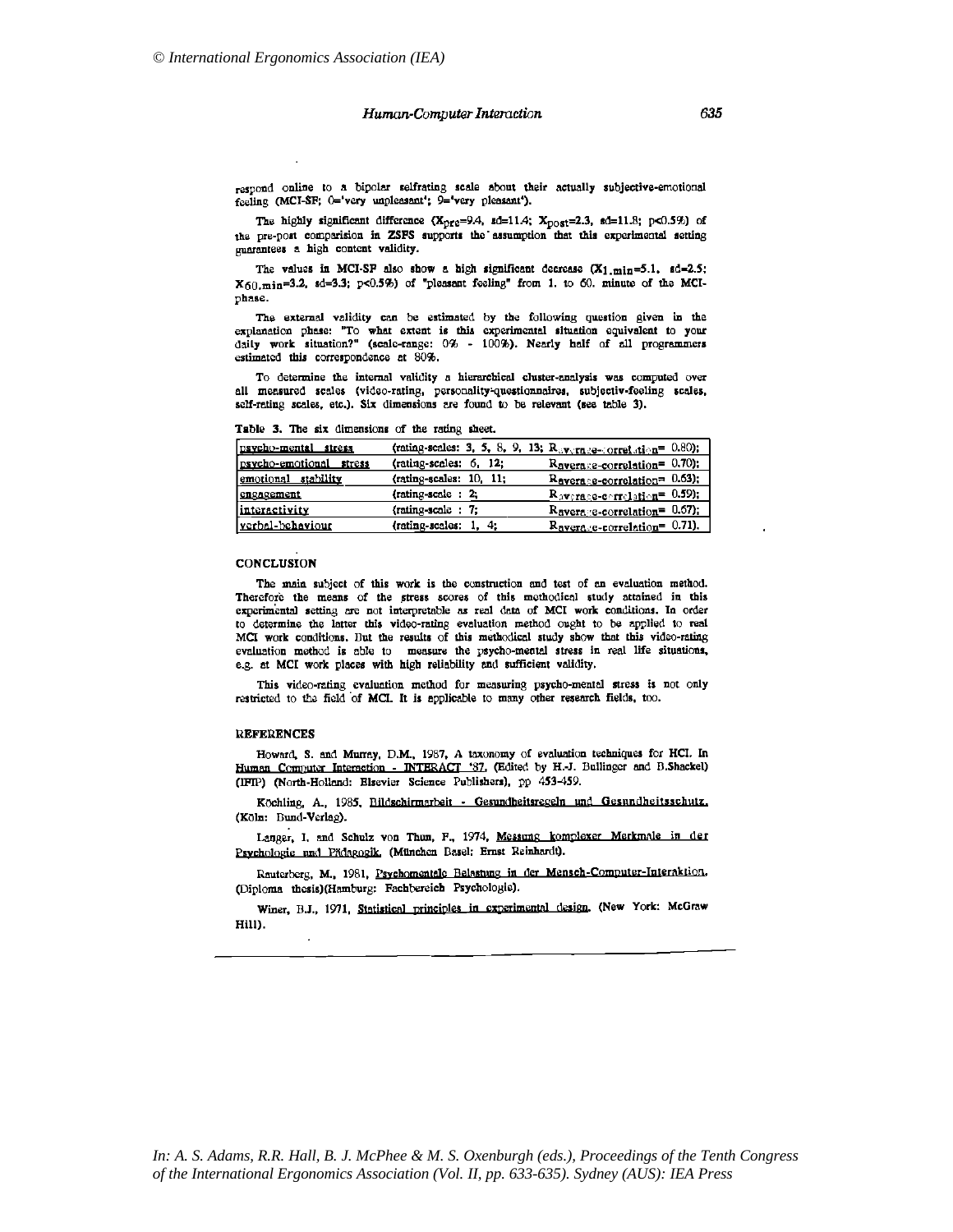respond online to a bipolar selfrating scale about their actually subjective-emotional feeling (MCI-SF; 0='very unpleasant'; 9='very pleasant').

The highly significant difference ($X_{pre}$=9.4, sd=11.4; $X_{post}$=2.3, sd=11.8; p<0.5%) of the pre-post comparision in ZSFS supports the assumption that this experimental setting guarantees a high content validity.

The values in MCI-SF also show a high significant decrease ($X_{1.min}$=5.1, sd=2.5; $X_{60.min}$=3.2, sd=3.3; p<0.5%) of "pleasant feeling" from 1. to 60. minute of the MCI-phase.

The external validity can be estimated by the following question given in the explanation phase: "To what extent is this experimental situation equivalent to your daily work situation?" (scale-range: 0% - 100%). Nearly half of all programmers estimated this correspondence at 80%.

To determine the internal validity a hierarchical cluster-analysis was computed over all measured scales (video-rating, personality-questionnaires, subjectiv-feeling scales, self-rating scales, etc.). Six dimensions are found to be relevant (see table 3).

Table 3. The six dimensions of the rating sheet.

| | | |
|---|---|---|
| psycho-mental stress | (rating-scales: 3, 5, 8, 9, 13; | $R_{average-correlation}$= 0.80); |
| psycho-emotional stress | (rating-scales: 6, 12; | $R_{average-correlation}$= 0.70); |
| emotional stability | (rating-scales: 10, 11; | $R_{average-correlation}$= 0.63); |
| engagement | (rating-scale : 2; | $R_{average-correlation}$= 0.59); |
| interactivity | (rating-scale : 7; | $R_{average-correlation}$= 0.67); |
| verbal-behaviour | (rating-scales: 1, 4; | $R_{average-correlation}$= 0.71). |

## CONCLUSION

The main subject of this work is the construction and test of an evaluation method. Therefore the means of the stress scores of this methodical study attained in this experimental setting are not interpretable as real data of MCI work conditions. In order to determine the latter this video-rating evaluation method ought to be applied to real MCI work conditions. But the results of this methodical study show that this video-rating evaluation method is able to measure the psycho-mental stress in real life situations, e.g. at MCI work places with high reliability and sufficient validity.

This video-rating evaluation method for measuring psycho-mental stress is not only restricted to the field of MCI. It is applicable to many other research fields, too.

## REFERENCES

Howard, S. and Murray, D.M., 1987, A taxonomy of evaluation techniques for HCI. In Human Computer Interaction - INTERACT '87, (Edited by H.-J. Bullinger and B.Shackel) (IFIP) (North-Holland: Elsevier Science Publishers), pp 453-459.

Köchling, A., 1985, Bildschirmarbeit - Gesundheitsregeln und Gesundheitsschutz. (Köln: Bund-Verlag).

Langer, I. and Schulz von Thun, F., 1974, Messung komplexer Merkmale in der Psychologie und Pädagogik. (München Basel: Ernst Reinhardt).

Rauterberg, M., 1981, Psychomentale Belastung in der Mensch-Computer-Interaktion. (Diploma thesis)(Hamburg: Fachbereich Psychologie).

Winer, B.J., 1971, Statistical principles in experimental design. (New York: McGraw Hill).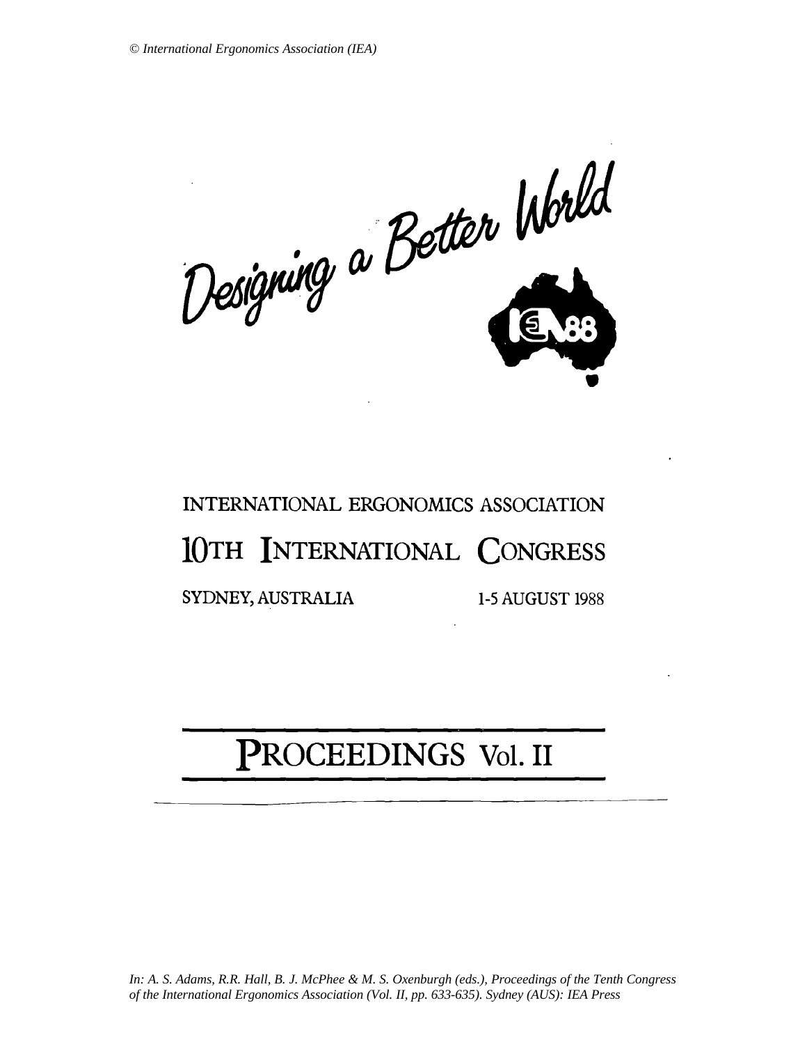© International Ergonomics Association (IEA)

Designing a Better World

INTERNATIONAL ERGONOMICS ASSOCIATION

# 10TH INTERNATIONAL CONGRESS

SYDNEY, AUSTRALIA 1-5 AUGUST 1988

# PROCEEDINGS Vol. II

*In: A. S. Adams, R.R. Hall, B. J. McPhee & M. S. Oxenburgh (eds.), Proceedings of the Tenth Congress of the International Ergonomics Association (Vol. II, pp. 633-635). Sydney (AUS): IEA Press*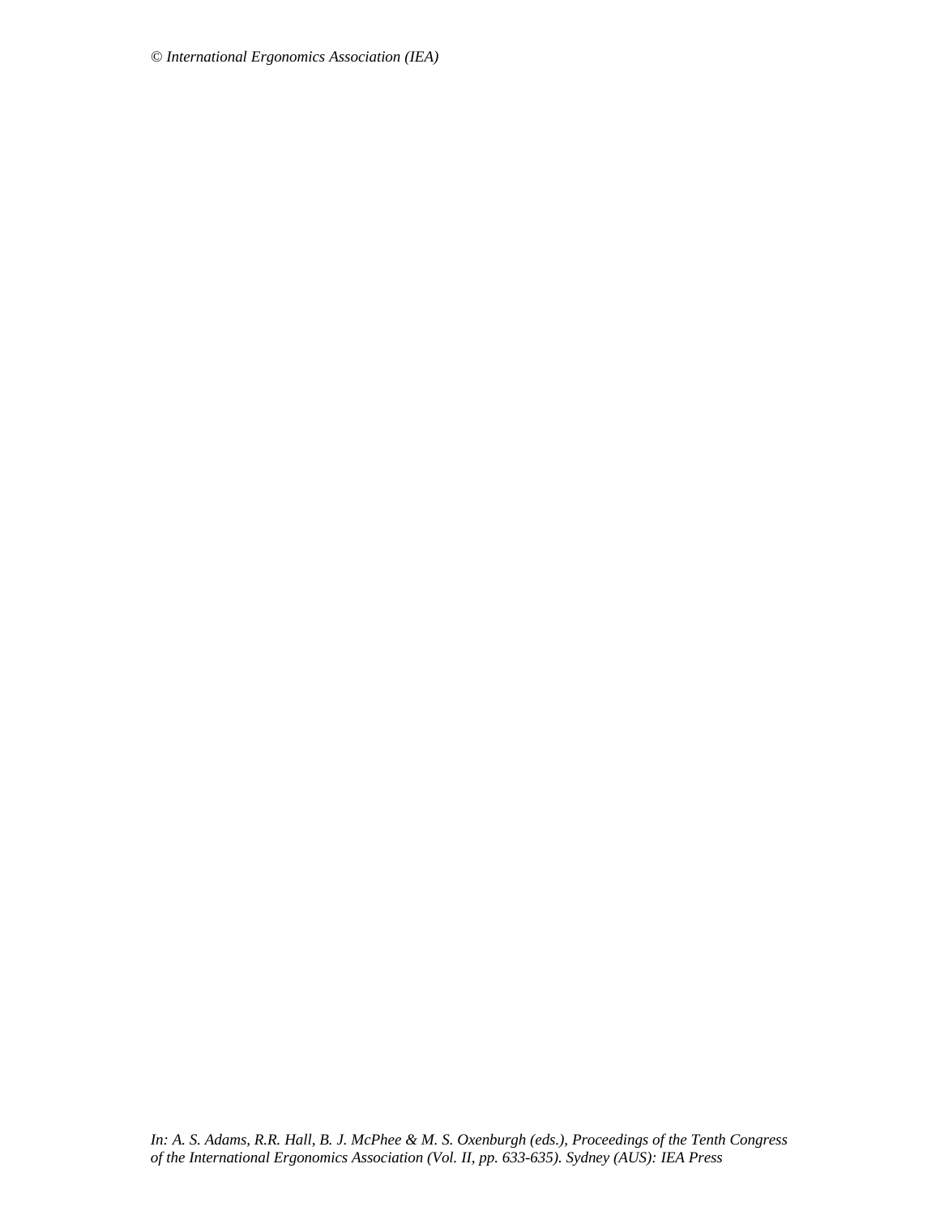*© International Ergonomics Association (IEA)*

*In: A. S. Adams, R.R. Hall, B. J. McPhee & M. S. Oxenburgh (eds.), Proceedings of the Tenth Congress of the International Ergonomics Association (Vol. II, pp. 633-635). Sydney (AUS): IEA Press*